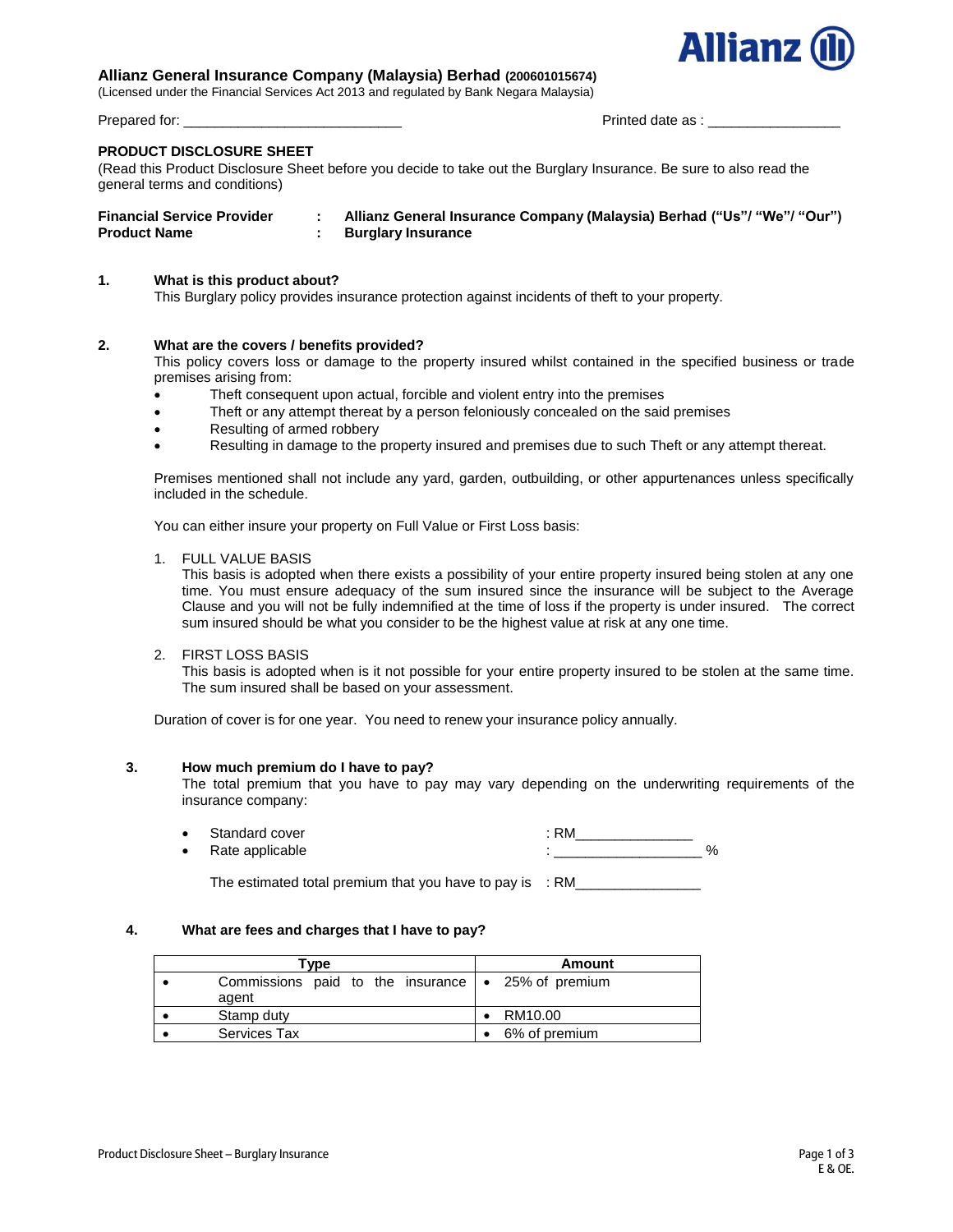**Allianz General Insurance Company (Malaysia) Berhad (200601015674)**
(Licensed under the Financial Services Act 2013 and regulated by Bank Negara Malaysia)

Prepared for: ____________________________ Printed date as : _________________

## PRODUCT DISCLOSURE SHEET

(Read this Product Disclosure Sheet before you decide to take out the Burglary Insurance. Be sure to also read the general terms and conditions)

| | | |
|---|---|---|
| **Financial Service Provider** | : | **Allianz General Insurance Company (Malaysia) Berhad ("Us"/ "We"/ "Our")** |
| **Product Name** | : | **Burglary Insurance** |

### 1. What is this product about?

This Burglary policy provides insurance protection against incidents of theft to your property.

### 2. What are the covers / benefits provided?

This policy covers loss or damage to the property insured whilst contained in the specified business or trade premises arising from:

- Theft consequent upon actual, forcible and violent entry into the premises
- Theft or any attempt thereat by a person feloniously concealed on the said premises
- Resulting of armed robbery
- Resulting in damage to the property insured and premises due to such Theft or any attempt thereat.

Premises mentioned shall not include any yard, garden, outbuilding, or other appurtenances unless specifically included in the schedule.

You can either insure your property on Full Value or First Loss basis:

1. FULL VALUE BASIS
   This basis is adopted when there exists a possibility of your entire property insured being stolen at any one time. You must ensure adequacy of the sum insured since the insurance will be subject to the Average Clause and you will not be fully indemnified at the time of loss if the property is under insured. The correct sum insured should be what you consider to be the highest value at risk at any one time.

2. FIRST LOSS BASIS
   This basis is adopted when is it not possible for your entire property insured to be stolen at the same time. The sum insured shall be based on your assessment.

Duration of cover is for one year. You need to renew your insurance policy annually.

### 3. How much premium do I have to pay?

The total premium that you have to pay may vary depending on the underwriting requirements of the insurance company:

- Standard cover : RM_______________
- Rate applicable : ___________________ %

The estimated total premium that you have to pay is : RM________________

### 4. What are fees and charges that I have to pay?

| Type | Amount |
|---|---|
| • Commissions paid to the insurance agent | • 25% of premium |
| • Stamp duty | • RM10.00 |
| • Services Tax | • 6% of premium |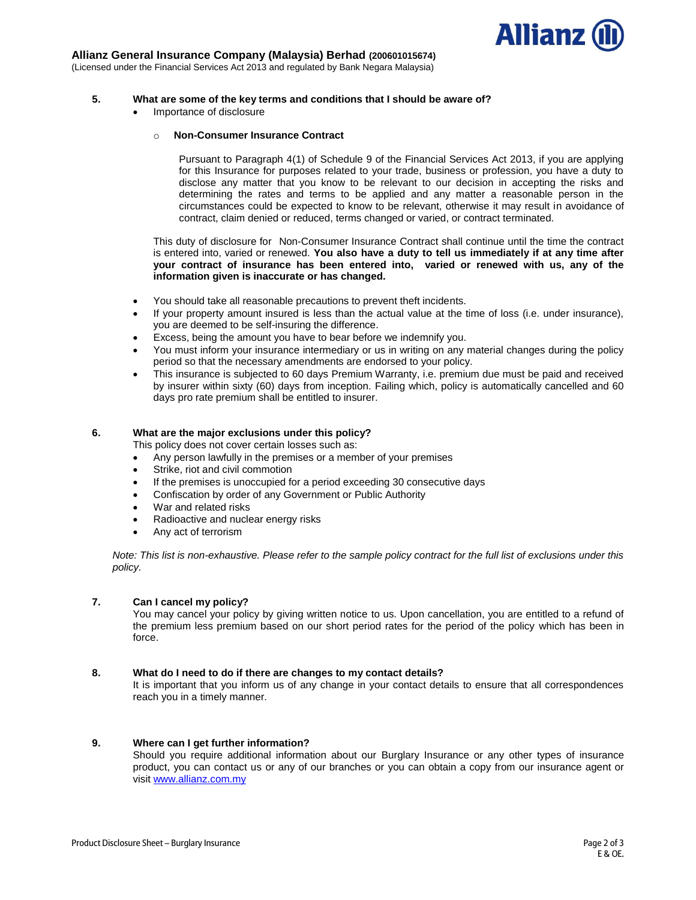**Allianz General Insurance Company (Malaysia) Berhad (200601015674)**
(Licensed under the Financial Services Act 2013 and regulated by Bank Negara Malaysia)

**5. What are some of the key terms and conditions that I should be aware of?**

- Importance of disclosure

  - **Non-Consumer Insurance Contract**

    Pursuant to Paragraph 4(1) of Schedule 9 of the Financial Services Act 2013, if you are applying for this Insurance for purposes related to your trade, business or profession, you have a duty to disclose any matter that you know to be relevant to our decision in accepting the risks and determining the rates and terms to be applied and any matter a reasonable person in the circumstances could be expected to know to be relevant, otherwise it may result in avoidance of contract, claim denied or reduced, terms changed or varied, or contract terminated.

  This duty of disclosure for Non-Consumer Insurance Contract shall continue until the time the contract is entered into, varied or renewed. **You also have a duty to tell us immediately if at any time after your contract of insurance has been entered into, varied or renewed with us, any of the information given is inaccurate or has changed.**

- You should take all reasonable precautions to prevent theft incidents.
- If your property amount insured is less than the actual value at the time of loss (i.e. under insurance), you are deemed to be self-insuring the difference.
- Excess, being the amount you have to bear before we indemnify you.
- You must inform your insurance intermediary or us in writing on any material changes during the policy period so that the necessary amendments are endorsed to your policy.
- This insurance is subjected to 60 days Premium Warranty, i.e. premium due must be paid and received by insurer within sixty (60) days from inception. Failing which, policy is automatically cancelled and 60 days pro rate premium shall be entitled to insurer.

**6. What are the major exclusions under this policy?**

This policy does not cover certain losses such as:

- Any person lawfully in the premises or a member of your premises
- Strike, riot and civil commotion
- If the premises is unoccupied for a period exceeding 30 consecutive days
- Confiscation by order of any Government or Public Authority
- War and related risks
- Radioactive and nuclear energy risks
- Any act of terrorism

*Note: This list is non-exhaustive. Please refer to the sample policy contract for the full list of exclusions under this policy.*

**7. Can I cancel my policy?**

You may cancel your policy by giving written notice to us. Upon cancellation, you are entitled to a refund of the premium less premium based on our short period rates for the period of the policy which has been in force.

**8. What do I need to do if there are changes to my contact details?**

It is important that you inform us of any change in your contact details to ensure that all correspondences reach you in a timely manner.

**9. Where can I get further information?**

Should you require additional information about our Burglary Insurance or any other types of insurance product, you can contact us or any of our branches or you can obtain a copy from our insurance agent or visit www.allianz.com.my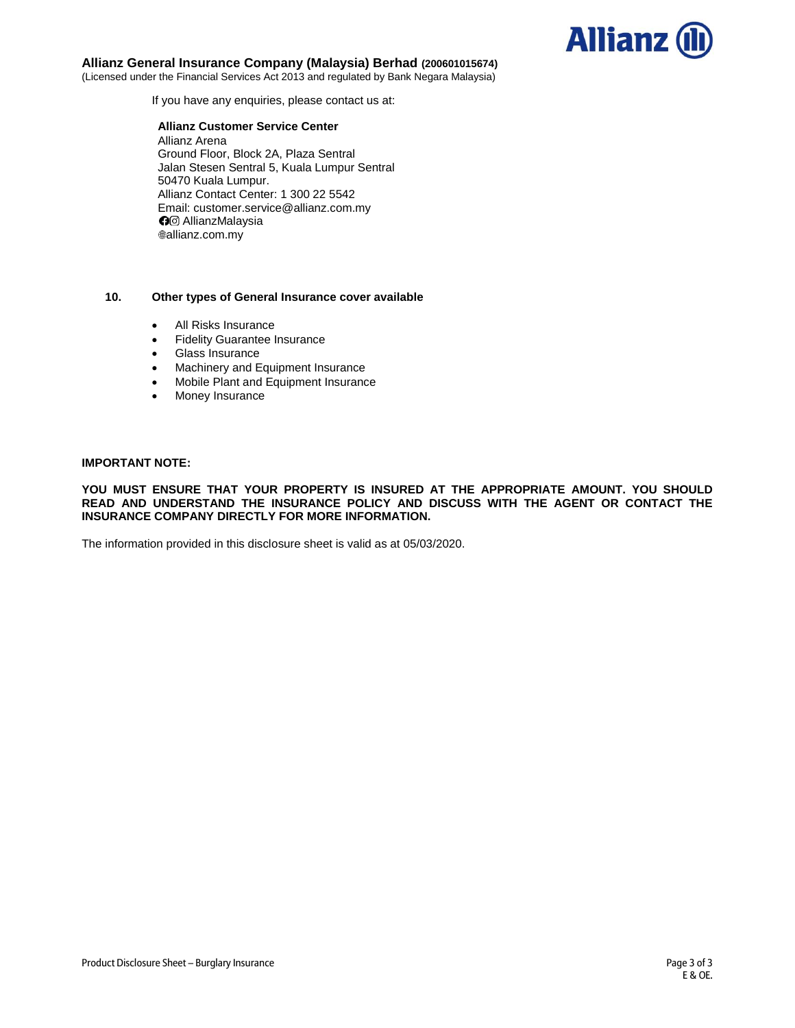**Allianz General Insurance Company (Malaysia) Berhad (200601015674)**
(Licensed under the Financial Services Act 2013 and regulated by Bank Negara Malaysia)

If you have any enquiries, please contact us at:

**Allianz Customer Service Center**
Allianz Arena
Ground Floor, Block 2A, Plaza Sentral
Jalan Stesen Sentral 5, Kuala Lumpur Sentral
50470 Kuala Lumpur.
Allianz Contact Center: 1 300 22 5542
Email: customer.service@allianz.com.my
AllianzMalaysia
allianz.com.my

## 10. Other types of General Insurance cover available

- All Risks Insurance
- Fidelity Guarantee Insurance
- Glass Insurance
- Machinery and Equipment Insurance
- Mobile Plant and Equipment Insurance
- Money Insurance

**IMPORTANT NOTE:**

**YOU MUST ENSURE THAT YOUR PROPERTY IS INSURED AT THE APPROPRIATE AMOUNT. YOU SHOULD READ AND UNDERSTAND THE INSURANCE POLICY AND DISCUSS WITH THE AGENT OR CONTACT THE INSURANCE COMPANY DIRECTLY FOR MORE INFORMATION.**

The information provided in this disclosure sheet is valid as at 05/03/2020.

E & OE.